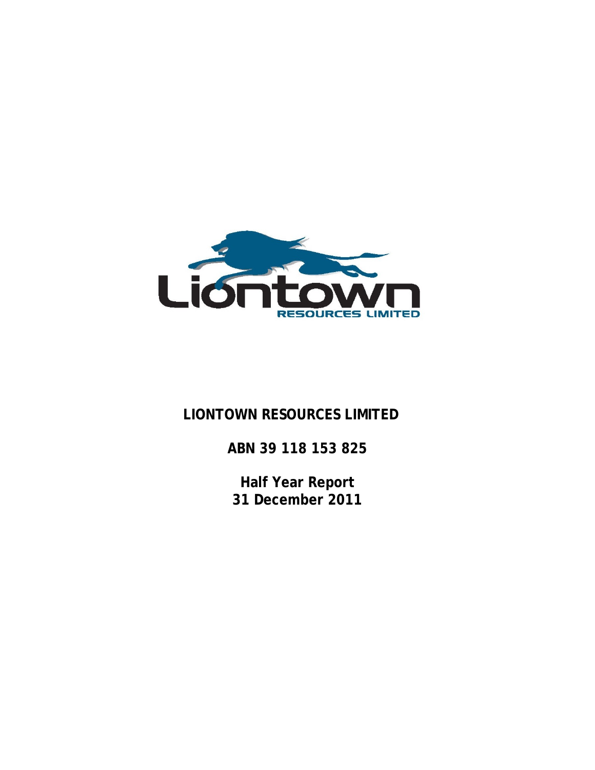# LIONTOWN RESOURCES LIMITED

**ABN 39 118 153 825**

**Half Year Report**
**31 December 2011**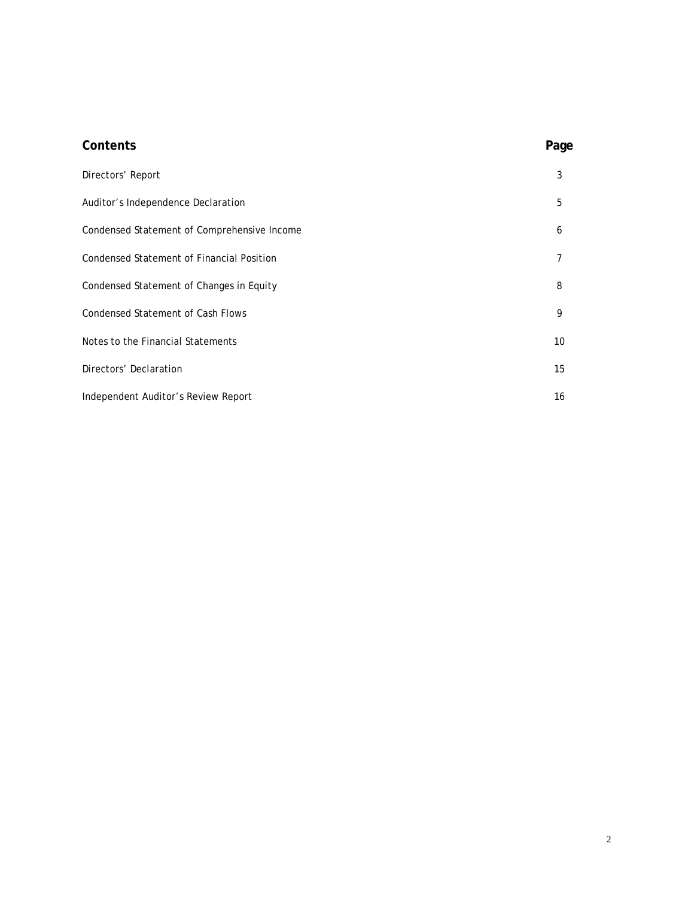| Contents | Page |
|---|---|
| Directors' Report | 3 |
| Auditor's Independence Declaration | 5 |
| Condensed Statement of Comprehensive Income | 6 |
| Condensed Statement of Financial Position | 7 |
| Condensed Statement of Changes in Equity | 8 |
| Condensed Statement of Cash Flows | 9 |
| Notes to the Financial Statements | 10 |
| Directors' Declaration | 15 |
| Independent Auditor's Review Report | 16 |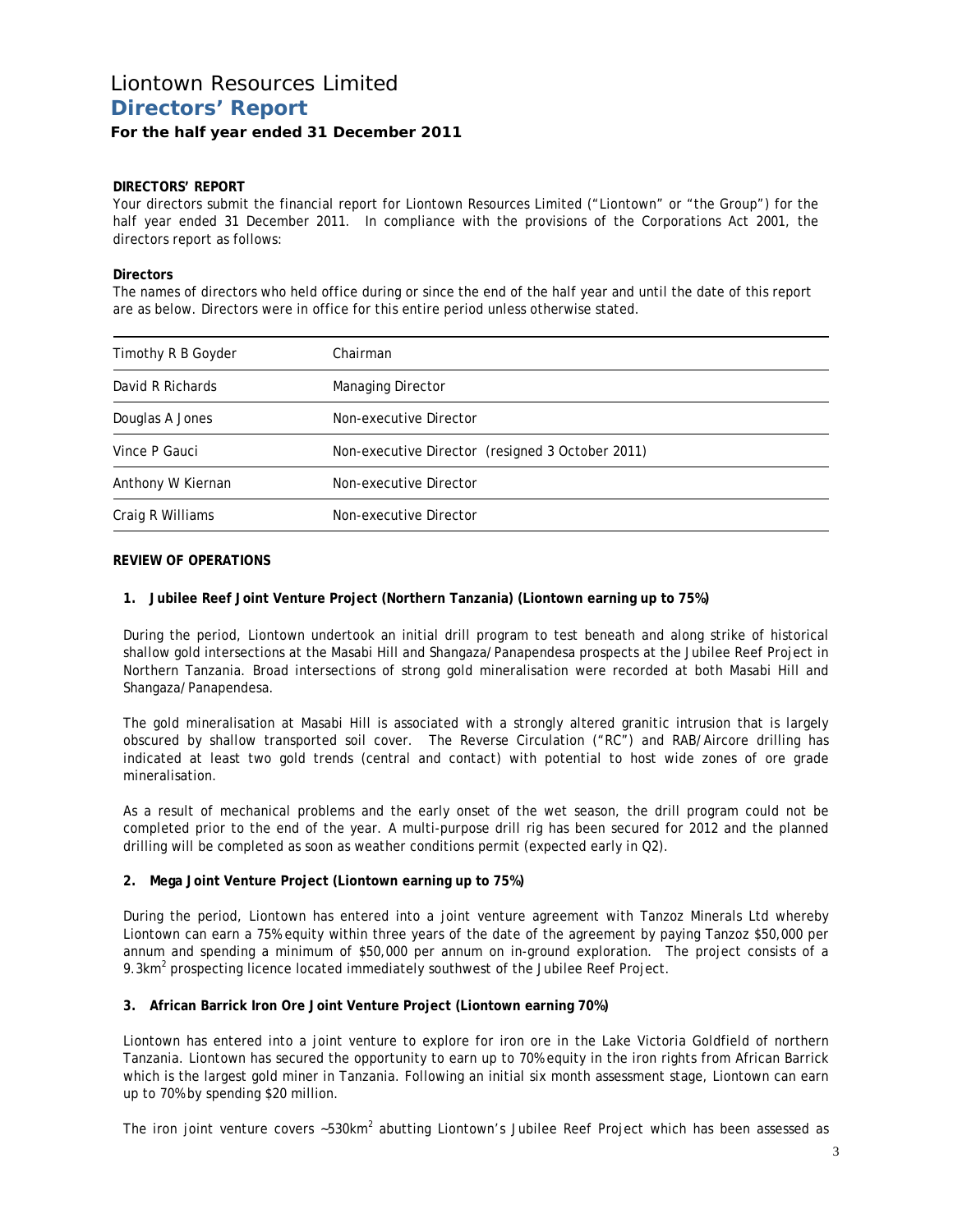# Liontown Resources Limited

## Directors' Report

**For the half year ended 31 December 2011**

**DIRECTORS' REPORT**

Your directors submit the financial report for Liontown Resources Limited ("Liontown" or "the Group") for the half year ended 31 December 2011. In compliance with the provisions of the Corporations Act 2001, the directors report as follows:

**Directors**

The names of directors who held office during or since the end of the half year and until the date of this report are as below. Directors were in office for this entire period unless otherwise stated.

| | |
|---|---|
| Timothy R B Goyder | Chairman |
| David R Richards | Managing Director |
| Douglas A Jones | Non-executive Director |
| Vince P Gauci | Non-executive Director (resigned 3 October 2011) |
| Anthony W Kiernan | Non-executive Director |
| Craig R Williams | Non-executive Director |

**REVIEW OF OPERATIONS**

**1. Jubilee Reef Joint Venture Project (Northern Tanzania) (Liontown earning up to 75%)**

During the period, Liontown undertook an initial drill program to test beneath and along strike of historical shallow gold intersections at the Masabi Hill and Shangaza/Panapendesa prospects at the Jubilee Reef Project in Northern Tanzania. Broad intersections of strong gold mineralisation were recorded at both Masabi Hill and Shangaza/Panapendesa.

The gold mineralisation at Masabi Hill is associated with a strongly altered granitic intrusion that is largely obscured by shallow transported soil cover. The Reverse Circulation ("RC") and RAB/Aircore drilling has indicated at least two gold trends (central and contact) with potential to host wide zones of ore grade mineralisation.

As a result of mechanical problems and the early onset of the wet season, the drill program could not be completed prior to the end of the year. A multi-purpose drill rig has been secured for 2012 and the planned drilling will be completed as soon as weather conditions permit (expected early in Q2).

**2. Mega Joint Venture Project (Liontown earning up to 75%)**

During the period, Liontown has entered into a joint venture agreement with Tanzoz Minerals Ltd whereby Liontown can earn a 75% equity within three years of the date of the agreement by paying Tanzoz $50,000 per annum and spending a minimum of $50,000 per annum on in-ground exploration. The project consists of a 9.3km$^2$ prospecting licence located immediately southwest of the Jubilee Reef Project.

**3. African Barrick Iron Ore Joint Venture Project (Liontown earning 70%)**

Liontown has entered into a joint venture to explore for iron ore in the Lake Victoria Goldfield of northern Tanzania. Liontown has secured the opportunity to earn up to 70% equity in the iron rights from African Barrick which is the largest gold miner in Tanzania. Following an initial six month assessment stage, Liontown can earn up to 70% by spending $20 million.

The iron joint venture covers ~530km$^2$ abutting Liontown's Jubilee Reef Project which has been assessed as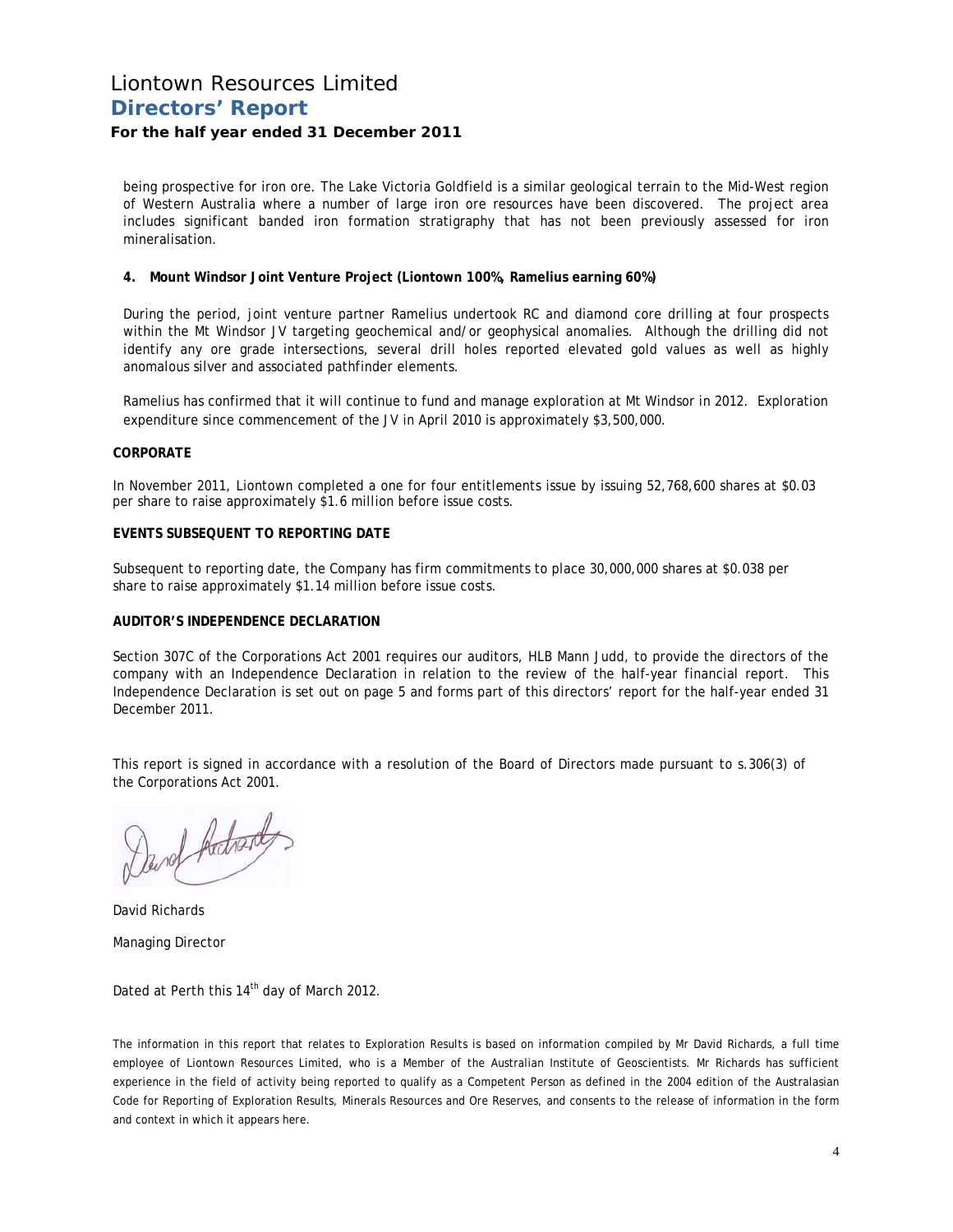being prospective for iron ore. The Lake Victoria Goldfield is a similar geological terrain to the Mid-West region of Western Australia where a number of large iron ore resources have been discovered. The project area includes significant banded iron formation stratigraphy that has not been previously assessed for iron mineralisation.

**4. Mount Windsor Joint Venture Project (Liontown 100%, Ramelius earning 60%)**

During the period, joint venture partner Ramelius undertook RC and diamond core drilling at four prospects within the Mt Windsor JV targeting geochemical and/or geophysical anomalies. Although the drilling did not identify any ore grade intersections, several drill holes reported elevated gold values as well as highly anomalous silver and associated pathfinder elements.

Ramelius has confirmed that it will continue to fund and manage exploration at Mt Windsor in 2012. Exploration expenditure since commencement of the JV in April 2010 is approximately $3,500,000.

**CORPORATE**

In November 2011, Liontown completed a one for four entitlements issue by issuing 52,768,600 shares at $0.03 per share to raise approximately $1.6 million before issue costs.

**EVENTS SUBSEQUENT TO REPORTING DATE**

Subsequent to reporting date, the Company has firm commitments to place 30,000,000 shares at $0.038 per share to raise approximately $1.14 million before issue costs.

**AUDITOR'S INDEPENDENCE DECLARATION**

Section 307C of the Corporations Act 2001 requires our auditors, HLB Mann Judd, to provide the directors of the company with an Independence Declaration in relation to the review of the half-year financial report. This Independence Declaration is set out on page 5 and forms part of this directors' report for the half-year ended 31 December 2011.

This report is signed in accordance with a resolution of the Board of Directors made pursuant to s.306(3) of the Corporations Act 2001.

David Richards

Managing Director

Dated at Perth this 14th day of March 2012.

The information in this report that relates to Exploration Results is based on information compiled by Mr David Richards, a full time employee of Liontown Resources Limited, who is a Member of the Australian Institute of Geoscientists. Mr Richards has sufficient experience in the field of activity being reported to qualify as a Competent Person as defined in the 2004 edition of the Australasian Code for Reporting of Exploration Results, Minerals Resources and Ore Reserves, and consents to the release of information in the form and context in which it appears here.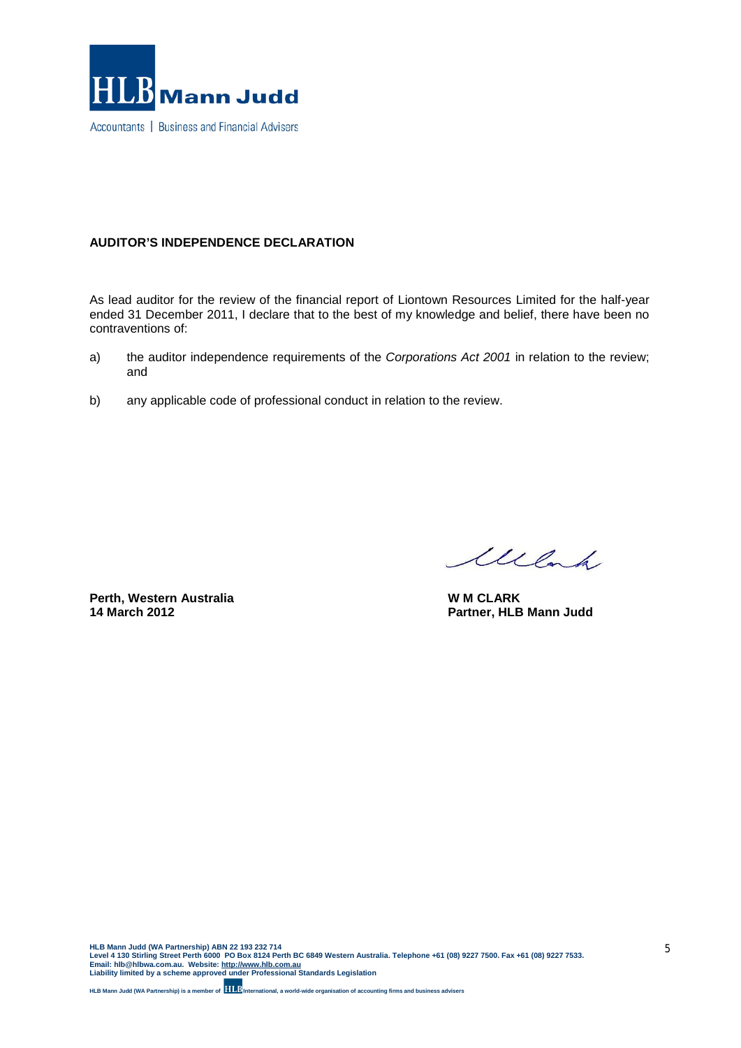**HLB Mann Judd**

Accountants | Business and Financial Advisers

**AUDITOR'S INDEPENDENCE DECLARATION**

As lead auditor for the review of the financial report of Liontown Resources Limited for the half-year ended 31 December 2011, I declare that to the best of my knowledge and belief, there have been no contraventions of:

a) the auditor independence requirements of the *Corporations Act 2001* in relation to the review; and

b) any applicable code of professional conduct in relation to the review.

**Perth, Western Australia**
**14 March 2012**

**W M CLARK**
**Partner, HLB Mann Judd**

**HLB Mann Judd (WA Partnership) ABN 22 193 232 714**
**Level 4 130 Stirling Street Perth 6000 PO Box 8124 Perth BC 6849 Western Australia. Telephone +61 (08) 9227 7500. Fax +61 (08) 9227 7533.**
**Email: hlb@hlbwa.com.au. Website: http://www.hlb.com.au**
**Liability limited by a scheme approved under Professional Standards Legislation**

**HLB Mann Judd (WA Partnership) is a member of HLB International, a world-wide organisation of accounting firms and business advisers**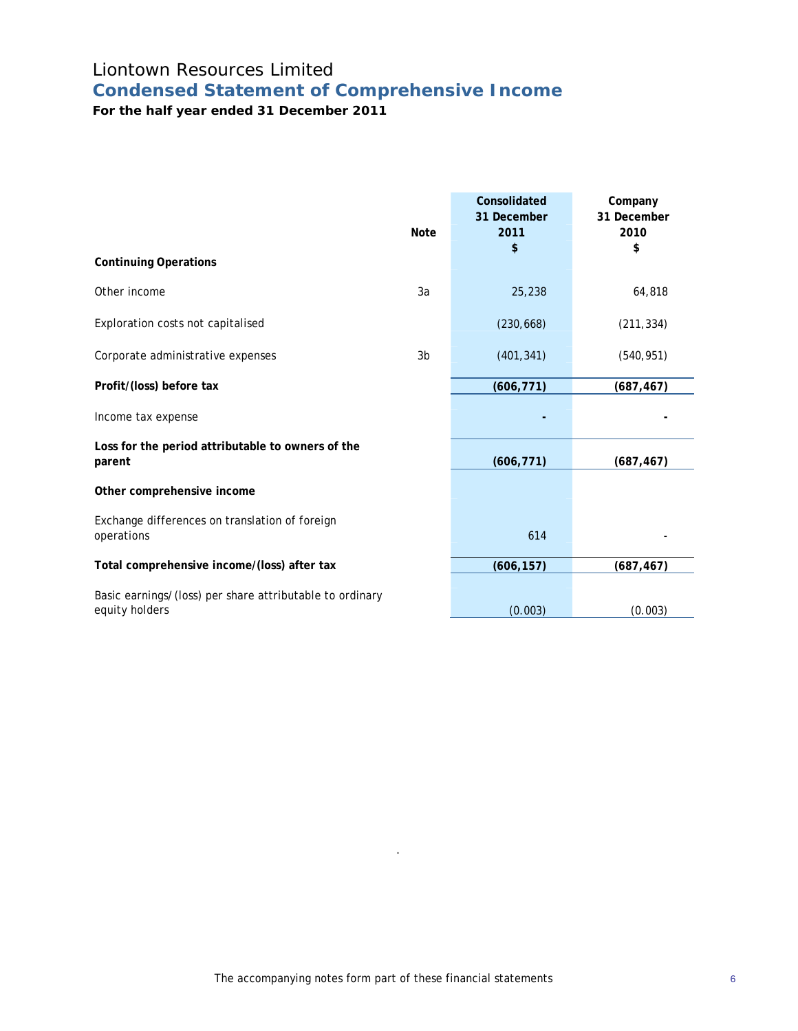# Liontown Resources Limited

## Condensed Statement of Comprehensive Income

**For the half year ended 31 December 2011**

| | Note | Consolidated 31 December 2011 $ | Company 31 December 2010 $ |
|---|---|---|---|
| **Continuing Operations** | | | |
| Other income | 3a | 25,238 | 64,818 |
| Exploration costs not capitalised | | (230,668) | (211,334) |
| Corporate administrative expenses | 3b | (401,341) | (540,951) |
| **Profit/(loss) before tax** | | **(606,771)** | **(687,467)** |
| Income tax expense | | **-** | **-** |
| **Loss for the period attributable to owners of the parent** | | **(606,771)** | **(687,467)** |
| **Other comprehensive income** | | | |
| Exchange differences on translation of foreign operations | | 614 | - |
| **Total comprehensive income/(loss) after tax** | | **(606,157)** | **(687,467)** |
| Basic earnings/(loss) per share attributable to ordinary equity holders | | (0.003) | (0.003) |

The accompanying notes form part of these financial statements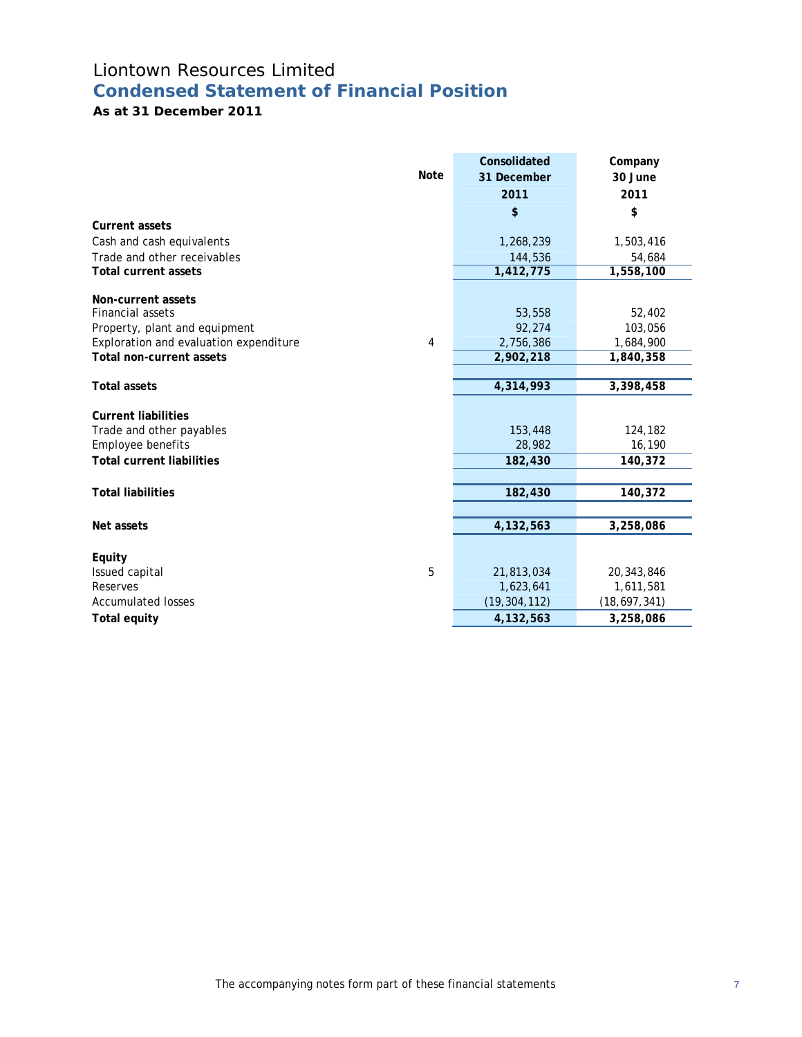# Liontown Resources Limited

## Condensed Statement of Financial Position

### As at 31 December 2011

| | Note | Consolidated<br>31 December<br>2011<br>$ | Company<br>30 June<br>2011<br>$ |
|---|---|---|---|
| **Current assets** | | | |
| Cash and cash equivalents | | 1,268,239 | 1,503,416 |
| Trade and other receivables | | 144,536 | 54,684 |
| **Total current assets** | | **1,412,775** | **1,558,100** |
| | | | |
| **Non-current assets** | | | |
| Financial assets | | 53,558 | 52,402 |
| Property, plant and equipment | | 92,274 | 103,056 |
| Exploration and evaluation expenditure | 4 | 2,756,386 | 1,684,900 |
| **Total non-current assets** | | **2,902,218** | **1,840,358** |
| | | | |
| **Total assets** | | **4,314,993** | **3,398,458** |
| | | | |
| **Current liabilities** | | | |
| Trade and other payables | | 153,448 | 124,182 |
| Employee benefits | | 28,982 | 16,190 |
| **Total current liabilities** | | **182,430** | **140,372** |
| | | | |
| **Total liabilities** | | **182,430** | **140,372** |
| | | | |
| **Net assets** | | **4,132,563** | **3,258,086** |
| | | | |
| **Equity** | | | |
| Issued capital | 5 | 21,813,034 | 20,343,846 |
| Reserves | | 1,623,641 | 1,611,581 |
| Accumulated losses | | (19,304,112) | (18,697,341) |
| **Total equity** | | **4,132,563** | **3,258,086** |

The accompanying notes form part of these financial statements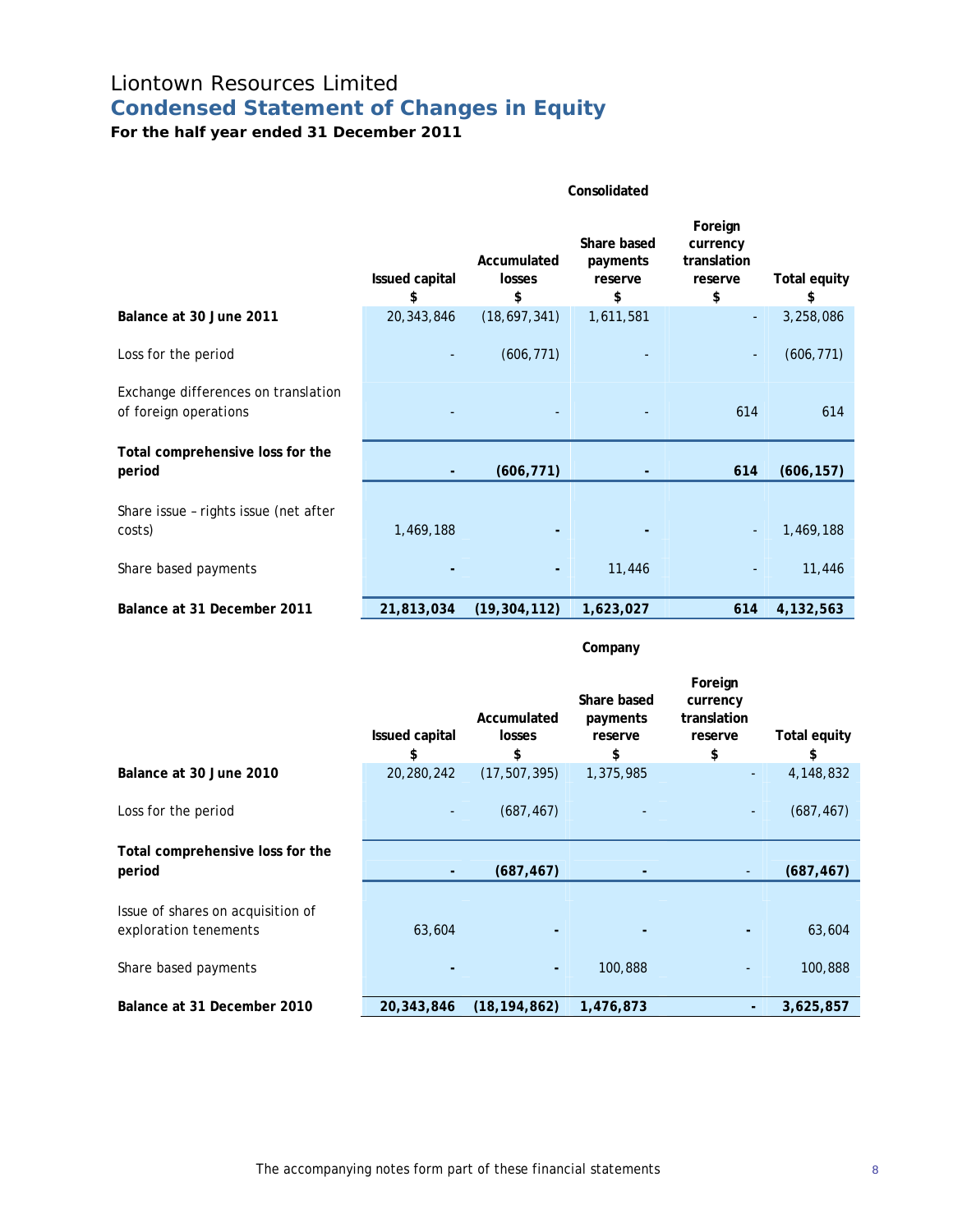# Liontown Resources Limited

## Condensed Statement of Changes in Equity

**For the half year ended 31 December 2011**

**Consolidated**

| | Issued capital $ | Accumulated losses $ | Share based payments reserve $ | Foreign currency translation reserve $ | Total equity $ |
|---|---|---|---|---|---|
| **Balance at 30 June 2011** | 20,343,846 | (18,697,341) | 1,611,581 | - | 3,258,086 |
| Loss for the period | - | (606,771) | - | - | (606,771) |
| Exchange differences on translation of foreign operations | - | - | - | 614 | 614 |
| **Total comprehensive loss for the period** | **-** | **(606,771)** | **-** | **614** | **(606,157)** |
| Share issue – rights issue (net after costs) | 1,469,188 | - | - | - | 1,469,188 |
| Share based payments | - | - | 11,446 | - | 11,446 |
| **Balance at 31 December 2011** | **21,813,034** | **(19,304,112)** | **1,623,027** | **614** | **4,132,563** |

**Company**

| | Issued capital $ | Accumulated losses $ | Share based payments reserve $ | Foreign currency translation reserve $ | Total equity $ |
|---|---|---|---|---|---|
| **Balance at 30 June 2010** | 20,280,242 | (17,507,395) | 1,375,985 | - | 4,148,832 |
| Loss for the period | - | (687,467) | - | - | (687,467) |
| **Total comprehensive loss for the period** | **-** | **(687,467)** | **-** | - | **(687,467)** |
| Issue of shares on acquisition of exploration tenements | 63,604 | - | - | - | 63,604 |
| Share based payments | - | - | 100,888 | - | 100,888 |
| **Balance at 31 December 2010** | **20,343,846** | **(18,194,862)** | **1,476,873** | **-** | **3,625,857** |

The accompanying notes form part of these financial statements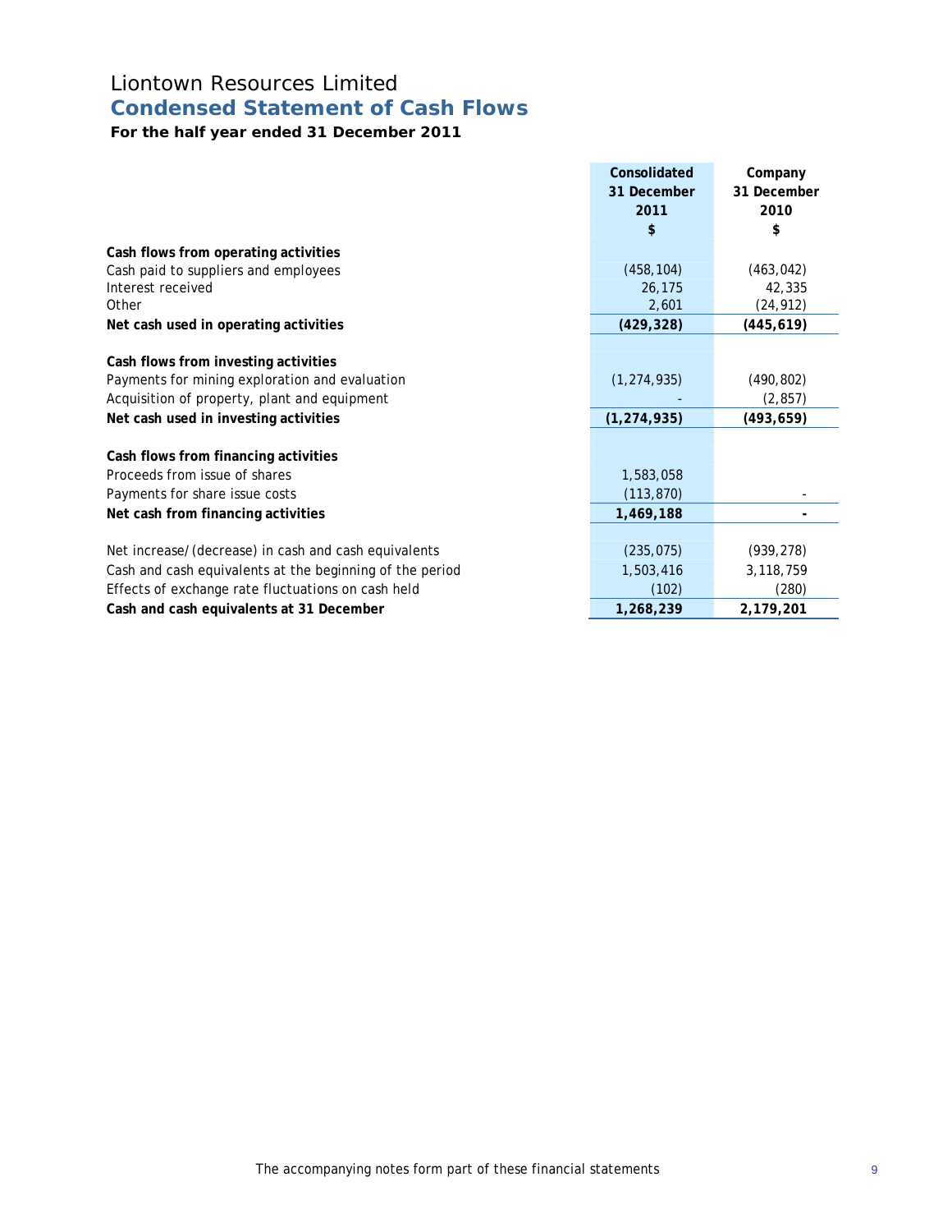# Liontown Resources Limited

## Condensed Statement of Cash Flows

**For the half year ended 31 December 2011**

| | Consolidated 31 December 2011 $ | Company 31 December 2010 $ |
|---|---|---|
| **Cash flows from operating activities** | | |
| Cash paid to suppliers and employees | (458,104) | (463,042) |
| Interest received | 26,175 | 42,335 |
| Other | 2,601 | (24,912) |
| **Net cash used in operating activities** | **(429,328)** | **(445,619)** |
| | | |
| **Cash flows from investing activities** | | |
| Payments for mining exploration and evaluation | (1,274,935) | (490,802) |
| Acquisition of property, plant and equipment | - | (2,857) |
| **Net cash used in investing activities** | **(1,274,935)** | **(493,659)** |
| | | |
| **Cash flows from financing activities** | | |
| Proceeds from issue of shares | 1,583,058 | |
| Payments for share issue costs | (113,870) | - |
| **Net cash from financing activities** | **1,469,188** | **-** |
| | | |
| Net increase/(decrease) in cash and cash equivalents | (235,075) | (939,278) |
| Cash and cash equivalents at the beginning of the period | 1,503,416 | 3,118,759 |
| Effects of exchange rate fluctuations on cash held | (102) | (280) |
| **Cash and cash equivalents at 31 December** | **1,268,239** | **2,179,201** |

The accompanying notes form part of these financial statements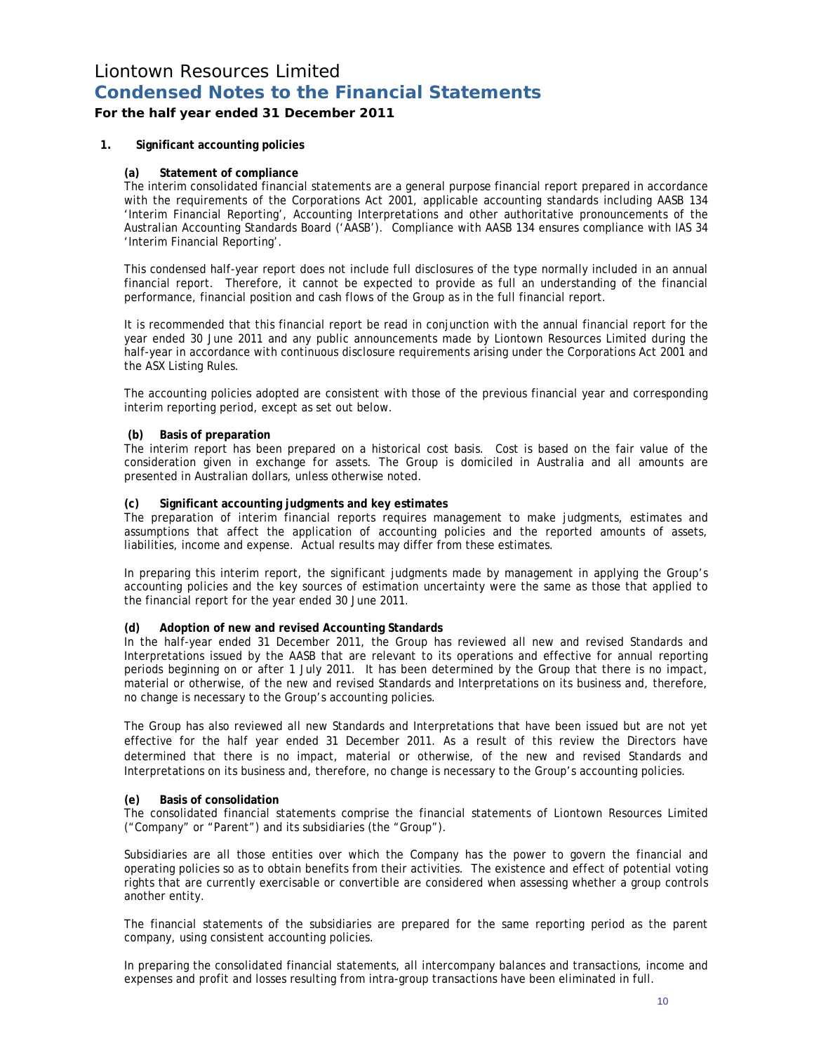# Liontown Resources Limited

## Condensed Notes to the Financial Statements

### For the half year ended 31 December 2011

**1. Significant accounting policies**

**(a) Statement of compliance**

The interim consolidated financial statements are a general purpose financial report prepared in accordance with the requirements of the Corporations Act 2001, applicable accounting standards including AASB 134 'Interim Financial Reporting', Accounting Interpretations and other authoritative pronouncements of the Australian Accounting Standards Board ('AASB'). Compliance with AASB 134 ensures compliance with IAS 34 'Interim Financial Reporting'.

This condensed half-year report does not include full disclosures of the type normally included in an annual financial report. Therefore, it cannot be expected to provide as full an understanding of the financial performance, financial position and cash flows of the Group as in the full financial report.

It is recommended that this financial report be read in conjunction with the annual financial report for the year ended 30 June 2011 and any public announcements made by Liontown Resources Limited during the half-year in accordance with continuous disclosure requirements arising under the Corporations Act 2001 and the ASX Listing Rules.

The accounting policies adopted are consistent with those of the previous financial year and corresponding interim reporting period, except as set out below.

**(b) Basis of preparation**

The interim report has been prepared on a historical cost basis. Cost is based on the fair value of the consideration given in exchange for assets. The Group is domiciled in Australia and all amounts are presented in Australian dollars, unless otherwise noted.

**(c) Significant accounting judgments and key estimates**

The preparation of interim financial reports requires management to make judgments, estimates and assumptions that affect the application of accounting policies and the reported amounts of assets, liabilities, income and expense. Actual results may differ from these estimates.

In preparing this interim report, the significant judgments made by management in applying the Group's accounting policies and the key sources of estimation uncertainty were the same as those that applied to the financial report for the year ended 30 June 2011.

**(d) Adoption of new and revised Accounting Standards**

In the half-year ended 31 December 2011, the Group has reviewed all new and revised Standards and Interpretations issued by the AASB that are relevant to its operations and effective for annual reporting periods beginning on or after 1 July 2011. It has been determined by the Group that there is no impact, material or otherwise, of the new and revised Standards and Interpretations on its business and, therefore, no change is necessary to the Group's accounting policies.

The Group has also reviewed all new Standards and Interpretations that have been issued but are not yet effective for the half year ended 31 December 2011. As a result of this review the Directors have determined that there is no impact, material or otherwise, of the new and revised Standards and Interpretations on its business and, therefore, no change is necessary to the Group's accounting policies.

**(e) Basis of consolidation**

The consolidated financial statements comprise the financial statements of Liontown Resources Limited ("Company" or "Parent") and its subsidiaries (the "Group").

Subsidiaries are all those entities over which the Company has the power to govern the financial and operating policies so as to obtain benefits from their activities. The existence and effect of potential voting rights that are currently exercisable or convertible are considered when assessing whether a group controls another entity.

The financial statements of the subsidiaries are prepared for the same reporting period as the parent company, using consistent accounting policies.

In preparing the consolidated financial statements, all intercompany balances and transactions, income and expenses and profit and losses resulting from intra-group transactions have been eliminated in full.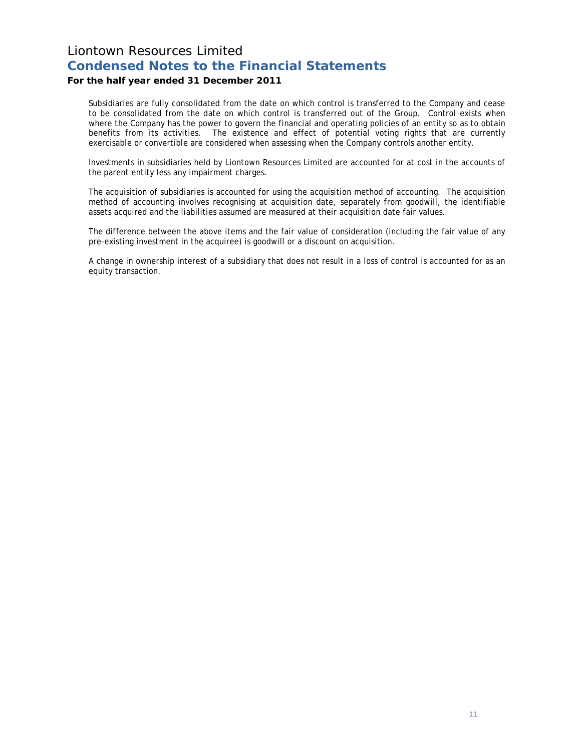Subsidiaries are fully consolidated from the date on which control is transferred to the Company and cease to be consolidated from the date on which control is transferred out of the Group. Control exists when where the Company has the power to govern the financial and operating policies of an entity so as to obtain benefits from its activities. The existence and effect of potential voting rights that are currently exercisable or convertible are considered when assessing when the Company controls another entity.

Investments in subsidiaries held by Liontown Resources Limited are accounted for at cost in the accounts of the parent entity less any impairment charges.

The acquisition of subsidiaries is accounted for using the acquisition method of accounting. The acquisition method of accounting involves recognising at acquisition date, separately from goodwill, the identifiable assets acquired and the liabilities assumed are measured at their acquisition date fair values.

The difference between the above items and the fair value of consideration (including the fair value of any pre-existing investment in the acquiree) is goodwill or a discount on acquisition.

A change in ownership interest of a subsidiary that does not result in a loss of control is accounted for as an equity transaction.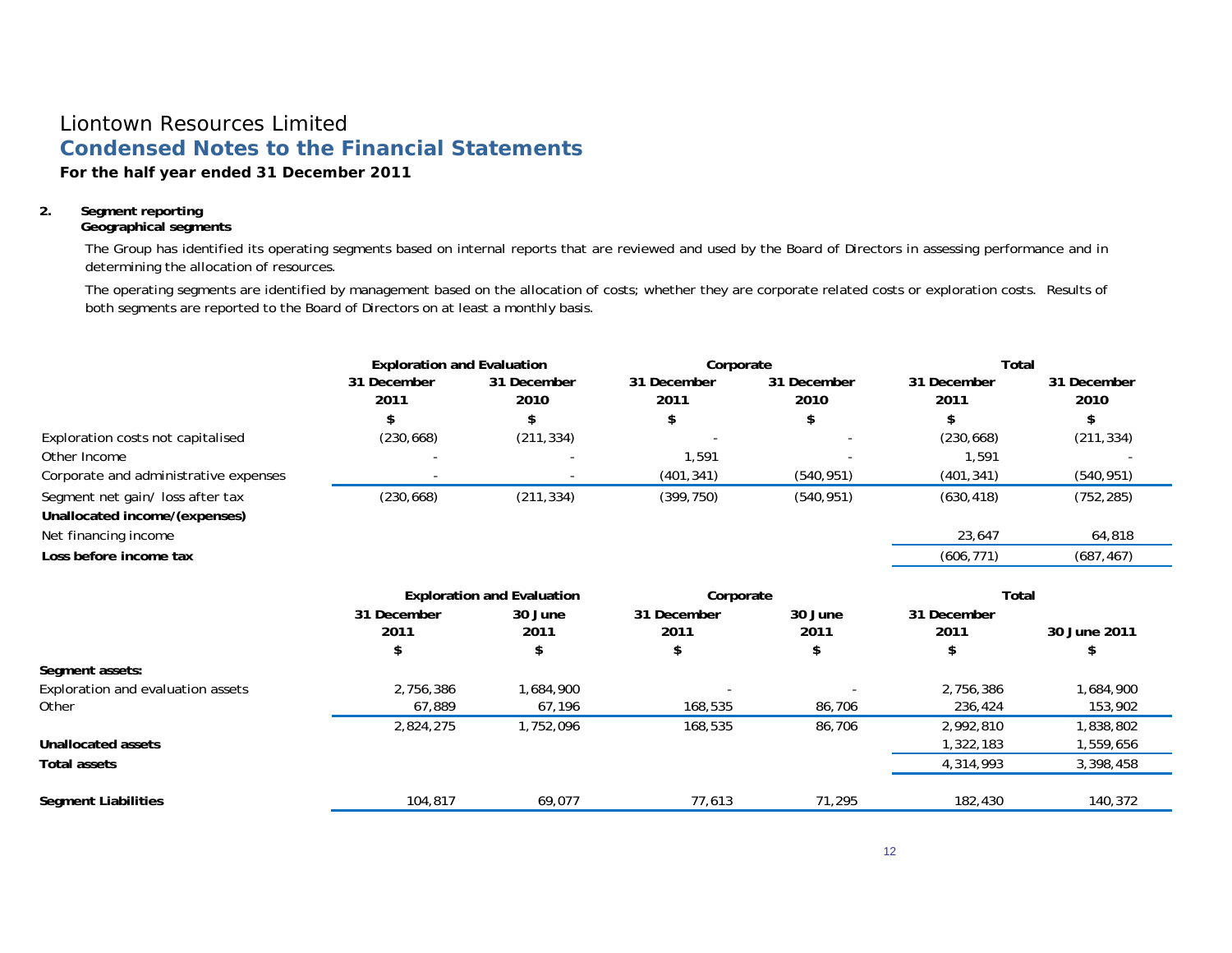# Liontown Resources Limited

## Condensed Notes to the Financial Statements

**For the half year ended 31 December 2011**

**2. Segment reporting**

**Geographical segments**

The Group has identified its operating segments based on internal reports that are reviewed and used by the Board of Directors in assessing performance and in determining the allocation of resources.

The operating segments are identified by management based on the allocation of costs; whether they are corporate related costs or exploration costs. Results of both segments are reported to the Board of Directors on at least a monthly basis.

| | Exploration and Evaluation | | Corporate | | Total | |
|---|---|---|---|---|---|---|
| | 31 December 2011 | 31 December 2010 | 31 December 2011 | 31 December 2010 | 31 December 2011 | 31 December 2010 |
| | $ | $ | $ | $ | $ | $ |
| Exploration costs not capitalised | (230,668) | (211,334) | - | - | (230,668) | (211,334) |
| Other Income | - | - | 1,591 | - | 1,591 | - |
| Corporate and administrative expenses | - | - | (401,341) | (540,951) | (401,341) | (540,951) |
| Segment net gain/ loss after tax | (230,668) | (211,334) | (399,750) | (540,951) | (630,418) | (752,285) |
| **Unallocated income/(expenses)** | | | | | | |
| Net financing income | | | | | 23,647 | 64,818 |
| **Loss before income tax** | | | | | (606,771) | (687,467) |

| | Exploration and Evaluation | | Corporate | | Total | |
|---|---|---|---|---|---|---|
| | 31 December 2011 | 30 June 2011 | 31 December 2011 | 30 June 2011 | 31 December 2011 | 30 June 2011 |
| | $ | $ | $ | $ | $ | $ |
| **Segment assets:** | | | | | | |
| Exploration and evaluation assets | 2,756,386 | 1,684,900 | - | - | 2,756,386 | 1,684,900 |
| Other | 67,889 | 67,196 | 168,535 | 86,706 | 236,424 | 153,902 |
| | 2,824,275 | 1,752,096 | 168,535 | 86,706 | 2,992,810 | 1,838,802 |
| **Unallocated assets** | | | | | 1,322,183 | 1,559,656 |
| **Total assets** | | | | | 4,314,993 | 3,398,458 |
| **Segment Liabilities** | 104,817 | 69,077 | 77,613 | 71,295 | 182,430 | 140,372 |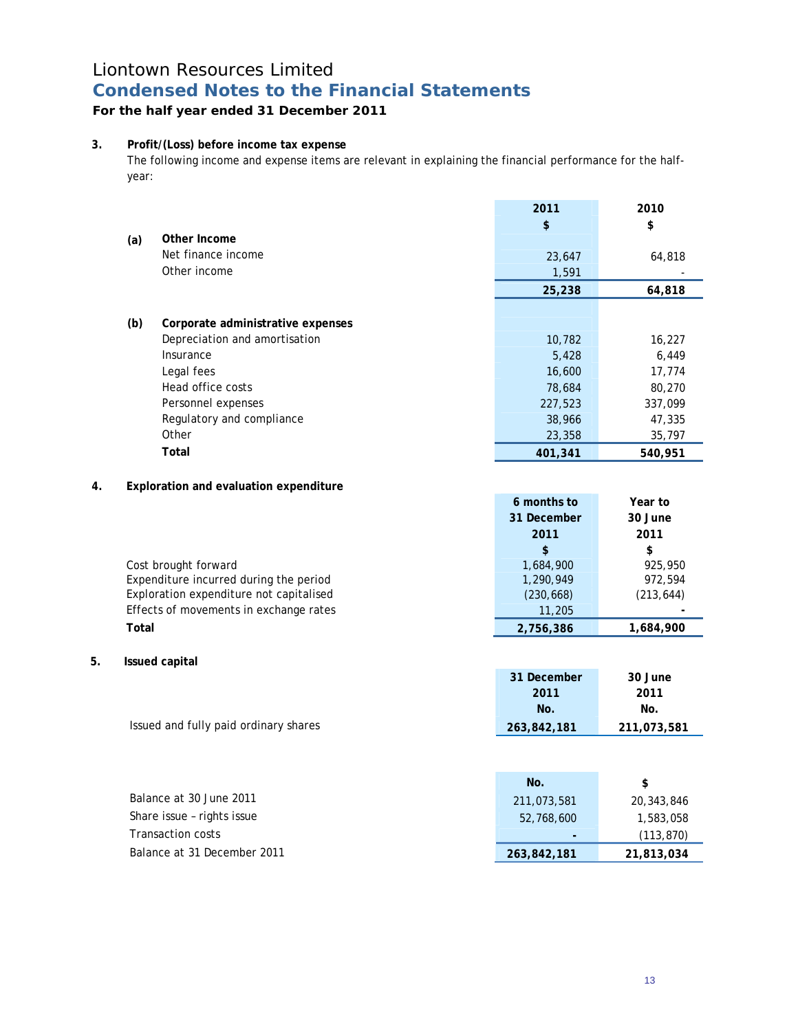# Liontown Resources Limited

## Condensed Notes to the Financial Statements

**For the half year ended 31 December 2011**

### 3. Profit/(Loss) before income tax expense

The following income and expense items are relevant in explaining the financial performance for the half-year:

| | | 2011 | 2010 |
|---|---|---|---|
| | | $ | $ |
| **(a)** | **Other Income** | | |
| | Net finance income | 23,647 | 64,818 |
| | Other income | 1,591 | - |
| | | **25,238** | **64,818** |
| | | | |
| **(b)** | **Corporate administrative expenses** | | |
| | Depreciation and amortisation | 10,782 | 16,227 |
| | Insurance | 5,428 | 6,449 |
| | Legal fees | 16,600 | 17,774 |
| | Head office costs | 78,684 | 80,270 |
| | Personnel expenses | 227,523 | 337,099 |
| | Regulatory and compliance | 38,966 | 47,335 |
| | Other | 23,358 | 35,797 |
| | **Total** | **401,341** | **540,951** |

### 4. Exploration and evaluation expenditure

| | 6 months to 31 December 2011 | Year to 30 June 2011 |
|---|---|---|
| | $ | $ |
| Cost brought forward | 1,684,900 | 925,950 |
| Expenditure incurred during the period | 1,290,949 | 972,594 |
| Exploration expenditure not capitalised | (230,668) | (213,644) |
| Effects of movements in exchange rates | 11,205 | - |
| **Total** | **2,756,386** | **1,684,900** |

### 5. Issued capital

| | 31 December 2011 | 30 June 2011 |
|---|---|---|
| | No. | No. |
| Issued and fully paid ordinary shares | **263,842,181** | **211,073,581** |

| | No. | $ |
|---|---|---|
| Balance at 30 June 2011 | 211,073,581 | 20,343,846 |
| Share issue – rights issue | 52,768,600 | 1,583,058 |
| Transaction costs | - | (113,870) |
| Balance at 31 December 2011 | **263,842,181** | **21,813,034** |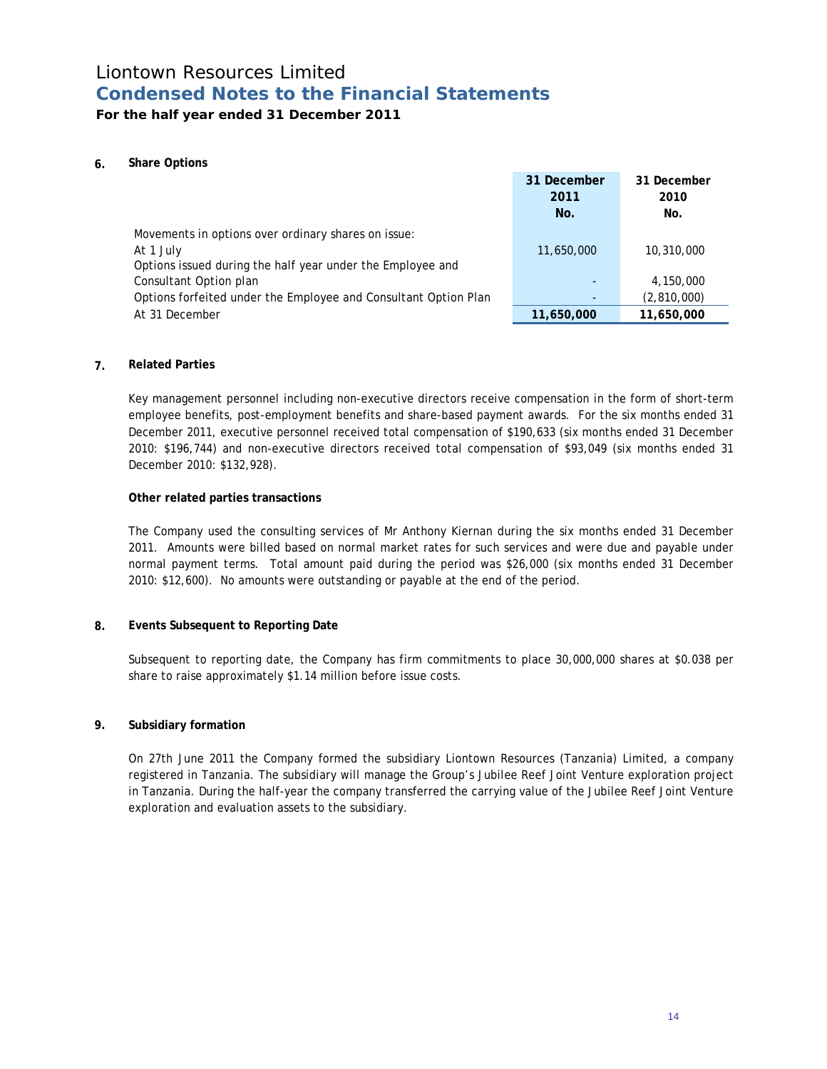# Liontown Resources Limited

## Condensed Notes to the Financial Statements

**For the half year ended 31 December 2011**

### 6. Share Options

| | 31 December 2011 No. | 31 December 2010 No. |
|---|---|---|
| Movements in options over ordinary shares on issue: | | |
| At 1 July | 11,650,000 | 10,310,000 |
| Options issued during the half year under the Employee and Consultant Option plan | - | 4,150,000 |
| Options forfeited under the Employee and Consultant Option Plan | - | (2,810,000) |
| At 31 December | **11,650,000** | **11,650,000** |

### 7. Related Parties

Key management personnel including non-executive directors receive compensation in the form of short-term employee benefits, post-employment benefits and share-based payment awards. For the six months ended 31 December 2011, executive personnel received total compensation of $190,633 (six months ended 31 December 2010: $196,744) and non-executive directors received total compensation of $93,049 (six months ended 31 December 2010: $132,928).

**Other related parties transactions**

The Company used the consulting services of Mr Anthony Kiernan during the six months ended 31 December 2011. Amounts were billed based on normal market rates for such services and were due and payable under normal payment terms. Total amount paid during the period was $26,000 (six months ended 31 December 2010: $12,600). No amounts were outstanding or payable at the end of the period.

### 8. Events Subsequent to Reporting Date

Subsequent to reporting date, the Company has firm commitments to place 30,000,000 shares at $0.038 per share to raise approximately $1.14 million before issue costs.

### 9. Subsidiary formation

On 27th June 2011 the Company formed the subsidiary Liontown Resources (Tanzania) Limited, a company registered in Tanzania. The subsidiary will manage the Group's Jubilee Reef Joint Venture exploration project in Tanzania. During the half-year the company transferred the carrying value of the Jubilee Reef Joint Venture exploration and evaluation assets to the subsidiary.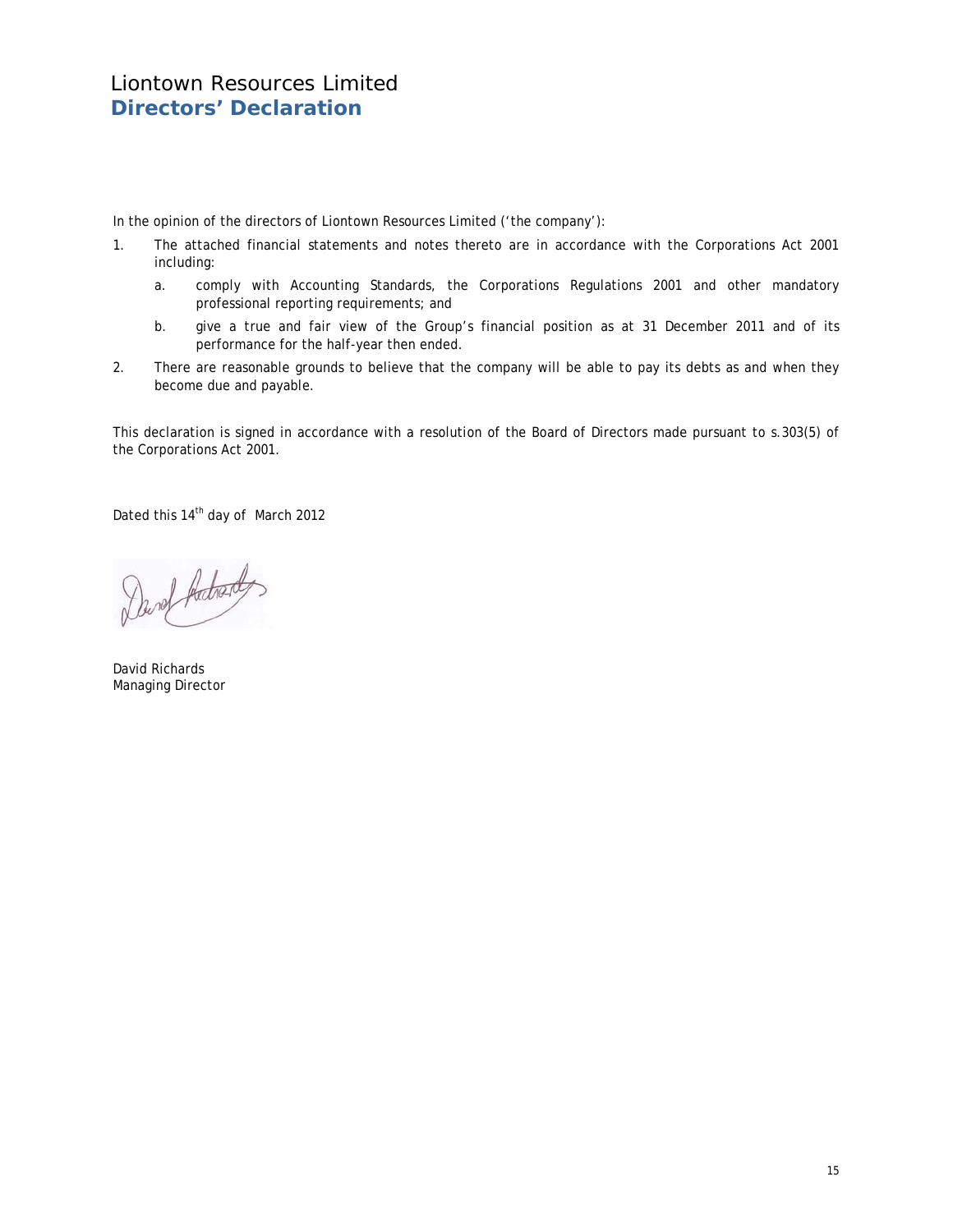# Liontown Resources Limited
## Directors' Declaration

In the opinion of the directors of Liontown Resources Limited ('the company'):

1. The attached financial statements and notes thereto are in accordance with the Corporations Act 2001 including:
   a. comply with Accounting Standards, the Corporations Regulations 2001 and other mandatory professional reporting requirements; and
   b. give a true and fair view of the Group's financial position as at 31 December 2011 and of its performance for the half-year then ended.
2. There are reasonable grounds to believe that the company will be able to pay its debts as and when they become due and payable.

This declaration is signed in accordance with a resolution of the Board of Directors made pursuant to s.303(5) of the Corporations Act 2001.

Dated this 14th day of March 2012

David Richards
Managing Director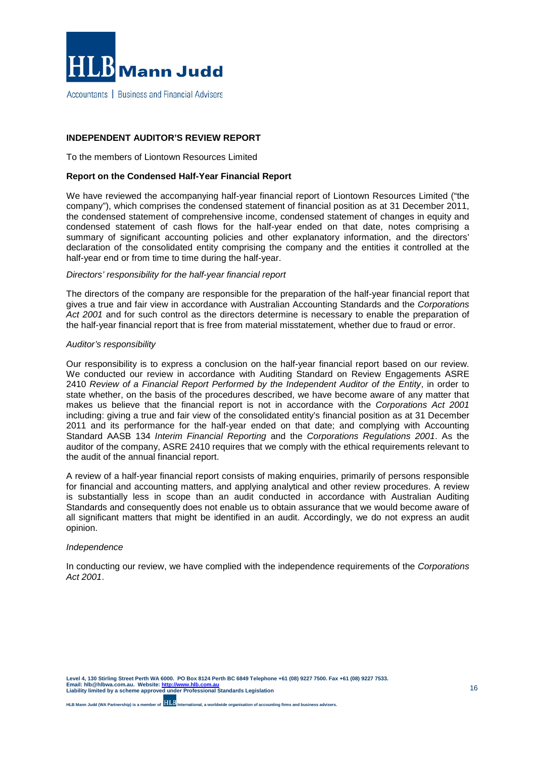HLB Mann Judd

Accountants | Business and Financial Advisers

**INDEPENDENT AUDITOR'S REVIEW REPORT**

To the members of Liontown Resources Limited

**Report on the Condensed Half-Year Financial Report**

We have reviewed the accompanying half-year financial report of Liontown Resources Limited ("the company"), which comprises the condensed statement of financial position as at 31 December 2011, the condensed statement of comprehensive income, condensed statement of changes in equity and condensed statement of cash flows for the half-year ended on that date, notes comprising a summary of significant accounting policies and other explanatory information, and the directors' declaration of the consolidated entity comprising the company and the entities it controlled at the half-year end or from time to time during the half-year.

*Directors' responsibility for the half-year financial report*

The directors of the company are responsible for the preparation of the half-year financial report that gives a true and fair view in accordance with Australian Accounting Standards and the *Corporations Act 2001* and for such control as the directors determine is necessary to enable the preparation of the half-year financial report that is free from material misstatement, whether due to fraud or error.

*Auditor's responsibility*

Our responsibility is to express a conclusion on the half-year financial report based on our review. We conducted our review in accordance with Auditing Standard on Review Engagements ASRE 2410 *Review of a Financial Report Performed by the Independent Auditor of the Entity*, in order to state whether, on the basis of the procedures described, we have become aware of any matter that makes us believe that the financial report is not in accordance with the *Corporations Act 2001* including: giving a true and fair view of the consolidated entity's financial position as at 31 December 2011 and its performance for the half-year ended on that date; and complying with Accounting Standard AASB 134 *Interim Financial Reporting* and the *Corporations Regulations 2001*. As the auditor of the company, ASRE 2410 requires that we comply with the ethical requirements relevant to the audit of the annual financial report.

A review of a half-year financial report consists of making enquiries, primarily of persons responsible for financial and accounting matters, and applying analytical and other review procedures. A review is substantially less in scope than an audit conducted in accordance with Australian Auditing Standards and consequently does not enable us to obtain assurance that we would become aware of all significant matters that might be identified in an audit. Accordingly, we do not express an audit opinion.

*Independence*

In conducting our review, we have complied with the independence requirements of the *Corporations Act 2001*.

**Level 4, 130 Stirling Street Perth WA 6000. PO Box 8124 Perth BC 6849 Telephone +61 (08) 9227 7500. Fax +61 (08) 9227 7533.**
**Email: hlb@hlbwa.com.au. Website: http://www.hlb.com.au**
**Liability limited by a scheme approved under Professional Standards Legislation**

**HLB Mann Judd (WA Partnership) is a member of HLB International, a worldwide organisation of accounting firms and business advisers.**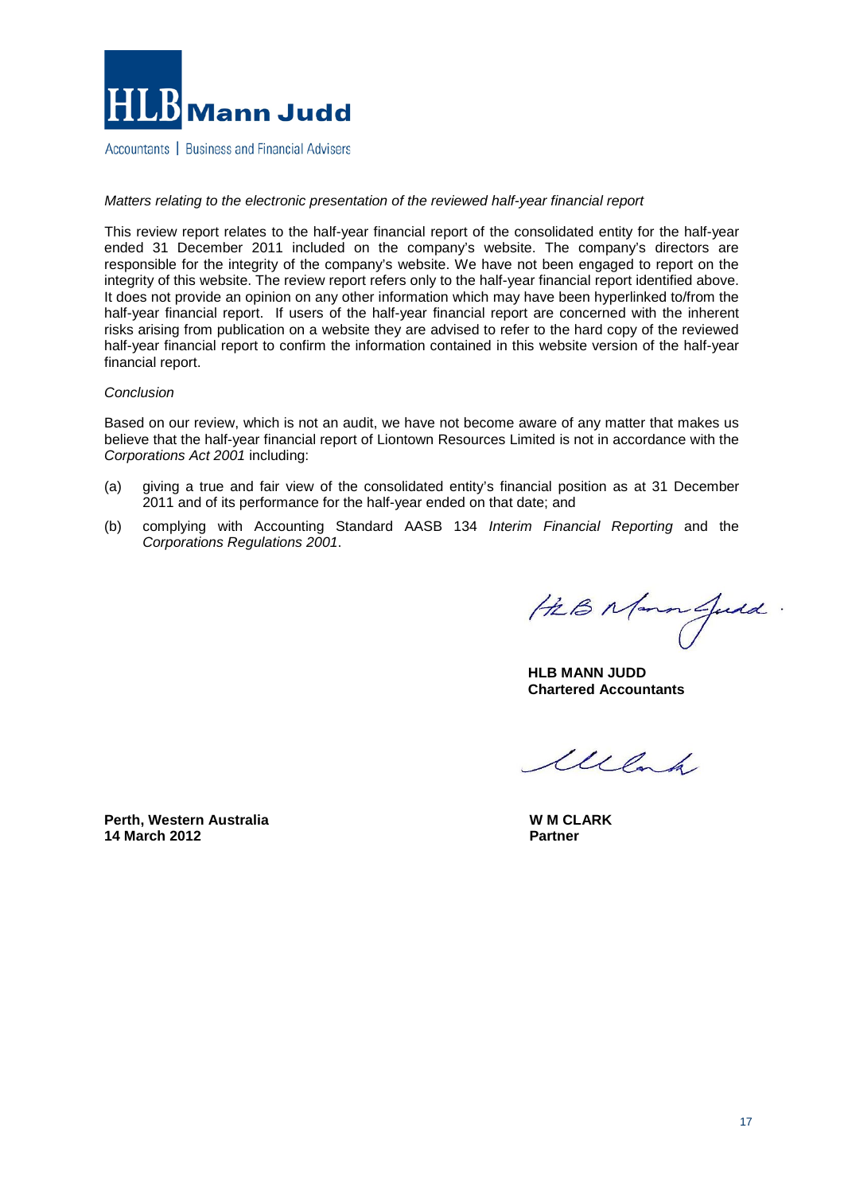**HLB Mann Judd**

Accountants | Business and Financial Advisers

*Matters relating to the electronic presentation of the reviewed half-year financial report*

This review report relates to the half-year financial report of the consolidated entity for the half-year ended 31 December 2011 included on the company's website. The company's directors are responsible for the integrity of the company's website. We have not been engaged to report on the integrity of this website. The review report refers only to the half-year financial report identified above. It does not provide an opinion on any other information which may have been hyperlinked to/from the half-year financial report. If users of the half-year financial report are concerned with the inherent risks arising from publication on a website they are advised to refer to the hard copy of the reviewed half-year financial report to confirm the information contained in this website version of the half-year financial report.

*Conclusion*

Based on our review, which is not an audit, we have not become aware of any matter that makes us believe that the half-year financial report of Liontown Resources Limited is not in accordance with the *Corporations Act 2001* including:

(a) giving a true and fair view of the consolidated entity's financial position as at 31 December 2011 and of its performance for the half-year ended on that date; and

(b) complying with Accounting Standard AASB 134 *Interim Financial Reporting* and the *Corporations Regulations 2001*.

**HLB MANN JUDD**
**Chartered Accountants**

**Perth, Western Australia**
**14 March 2012**

**W M CLARK**
**Partner**